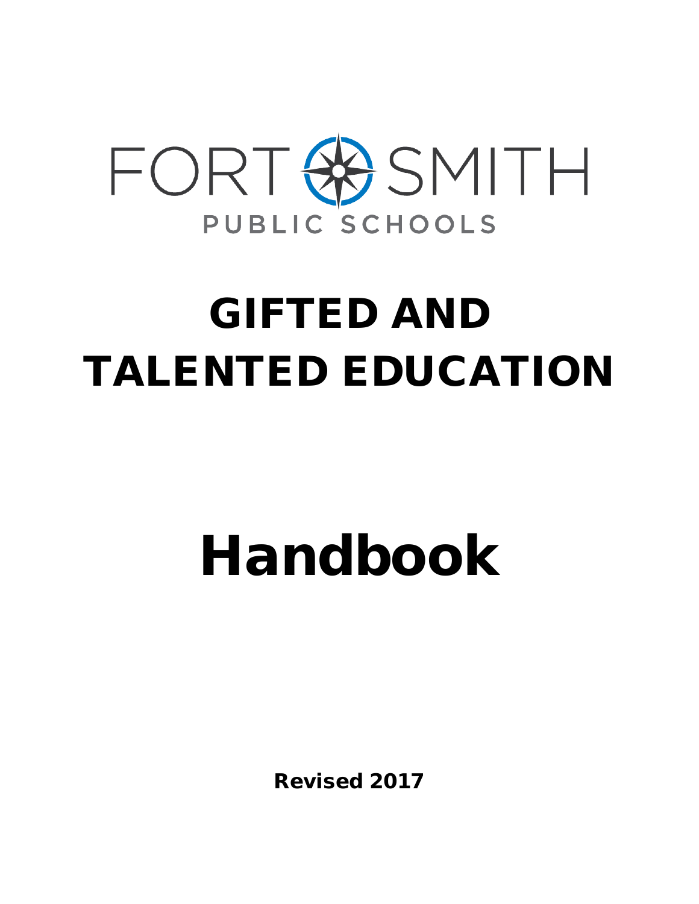FORT SMITH

PUBLIC SCHOOLS

# GIFTED AND TALENTED EDUCATION

# Handbook

**Revised 2017**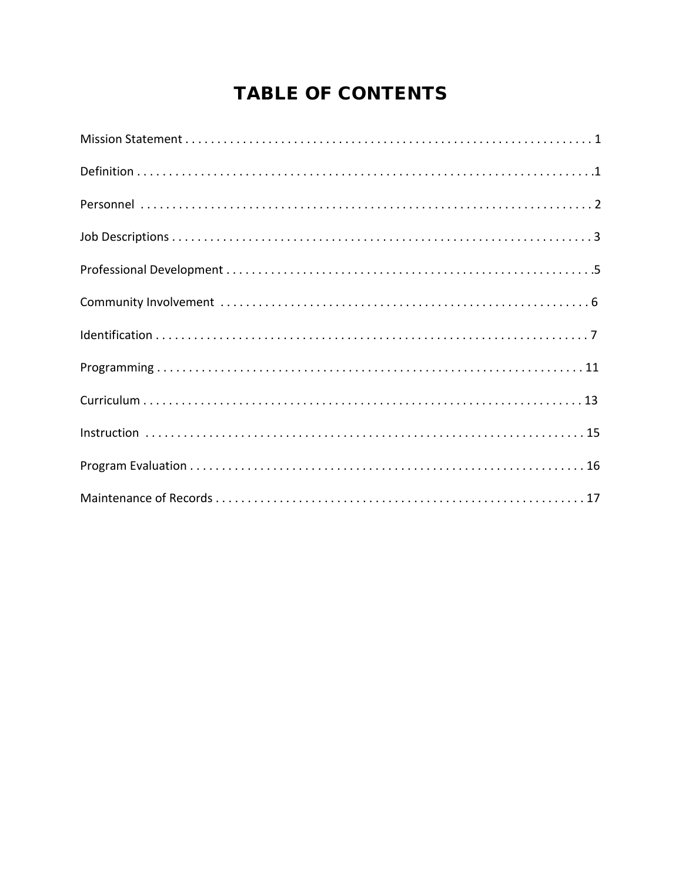# TABLE OF CONTENTS

Mission Statement . . . . . . . . . . . . . . . . . . . . . . . . . . . . . . . . . . . . . . . . . . . . . . . . . . . . . . . . . . . . . . . 1

Definition . . . . . . . . . . . . . . . . . . . . . . . . . . . . . . . . . . . . . . . . . . . . . . . . . . . . . . . . . . . . . . . . . . . . . .1

Personnel . . . . . . . . . . . . . . . . . . . . . . . . . . . . . . . . . . . . . . . . . . . . . . . . . . . . . . . . . . . . . . . . . . . . . 2

Job Descriptions . . . . . . . . . . . . . . . . . . . . . . . . . . . . . . . . . . . . . . . . . . . . . . . . . . . . . . . . . . . . . . . . . 3

Professional Development . . . . . . . . . . . . . . . . . . . . . . . . . . . . . . . . . . . . . . . . . . . . . . . . . . . . . . . . . .5

Community Involvement . . . . . . . . . . . . . . . . . . . . . . . . . . . . . . . . . . . . . . . . . . . . . . . . . . . . . . . . . . . 6

Identification . . . . . . . . . . . . . . . . . . . . . . . . . . . . . . . . . . . . . . . . . . . . . . . . . . . . . . . . . . . . . . . . . . . . 7

Programming . . . . . . . . . . . . . . . . . . . . . . . . . . . . . . . . . . . . . . . . . . . . . . . . . . . . . . . . . . . . . . . . . . . 11

Curriculum . . . . . . . . . . . . . . . . . . . . . . . . . . . . . . . . . . . . . . . . . . . . . . . . . . . . . . . . . . . . . . . . . . . . . 13

Instruction . . . . . . . . . . . . . . . . . . . . . . . . . . . . . . . . . . . . . . . . . . . . . . . . . . . . . . . . . . . . . . . . . . . . . 15

Program Evaluation . . . . . . . . . . . . . . . . . . . . . . . . . . . . . . . . . . . . . . . . . . . . . . . . . . . . . . . . . . . . . . 16

Maintenance of Records . . . . . . . . . . . . . . . . . . . . . . . . . . . . . . . . . . . . . . . . . . . . . . . . . . . . . . . . . . 17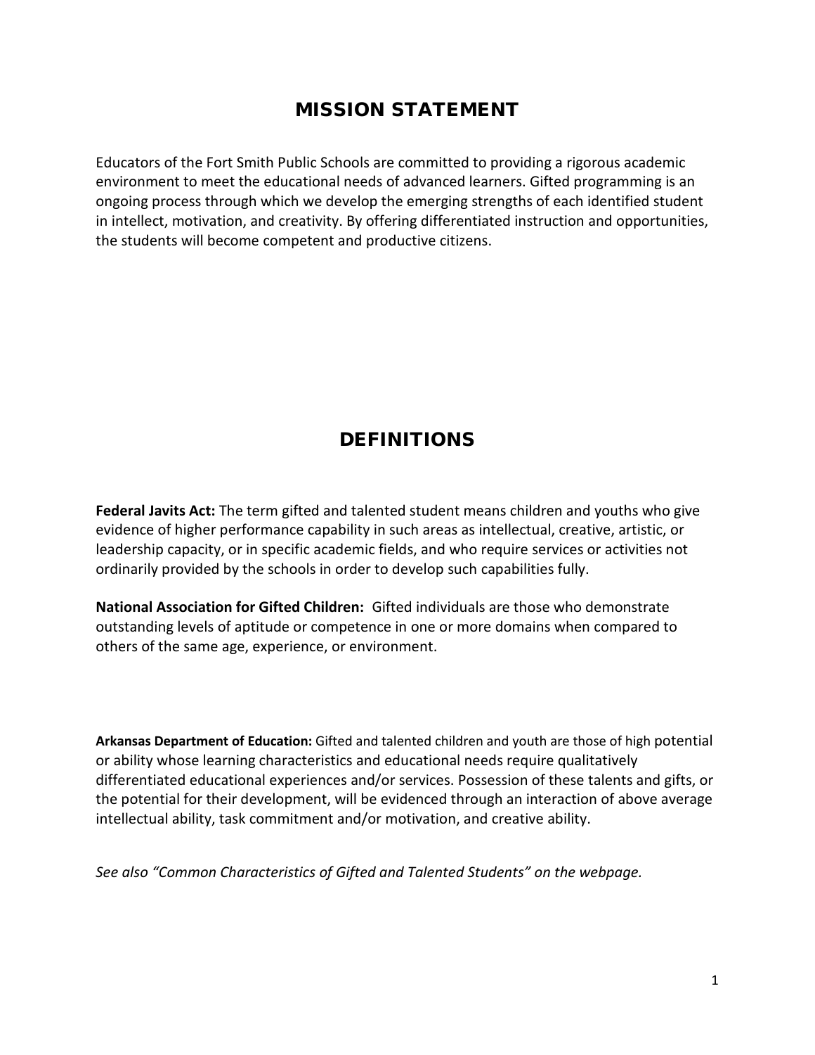## MISSION STATEMENT

Educators of the Fort Smith Public Schools are committed to providing a rigorous academic environment to meet the educational needs of advanced learners. Gifted programming is an ongoing process through which we develop the emerging strengths of each identified student in intellect, motivation, and creativity. By offering differentiated instruction and opportunities, the students will become competent and productive citizens.

## DEFINITIONS

**Federal Javits Act:** The term gifted and talented student means children and youths who give evidence of higher performance capability in such areas as intellectual, creative, artistic, or leadership capacity, or in specific academic fields, and who require services or activities not ordinarily provided by the schools in order to develop such capabilities fully.

**National Association for Gifted Children:** Gifted individuals are those who demonstrate outstanding levels of aptitude or competence in one or more domains when compared to others of the same age, experience, or environment.

**Arkansas Department of Education:** Gifted and talented children and youth are those of high potential or ability whose learning characteristics and educational needs require qualitatively differentiated educational experiences and/or services. Possession of these talents and gifts, or the potential for their development, will be evidenced through an interaction of above average intellectual ability, task commitment and/or motivation, and creative ability.

*See also "Common Characteristics of Gifted and Talented Students" on the webpage.*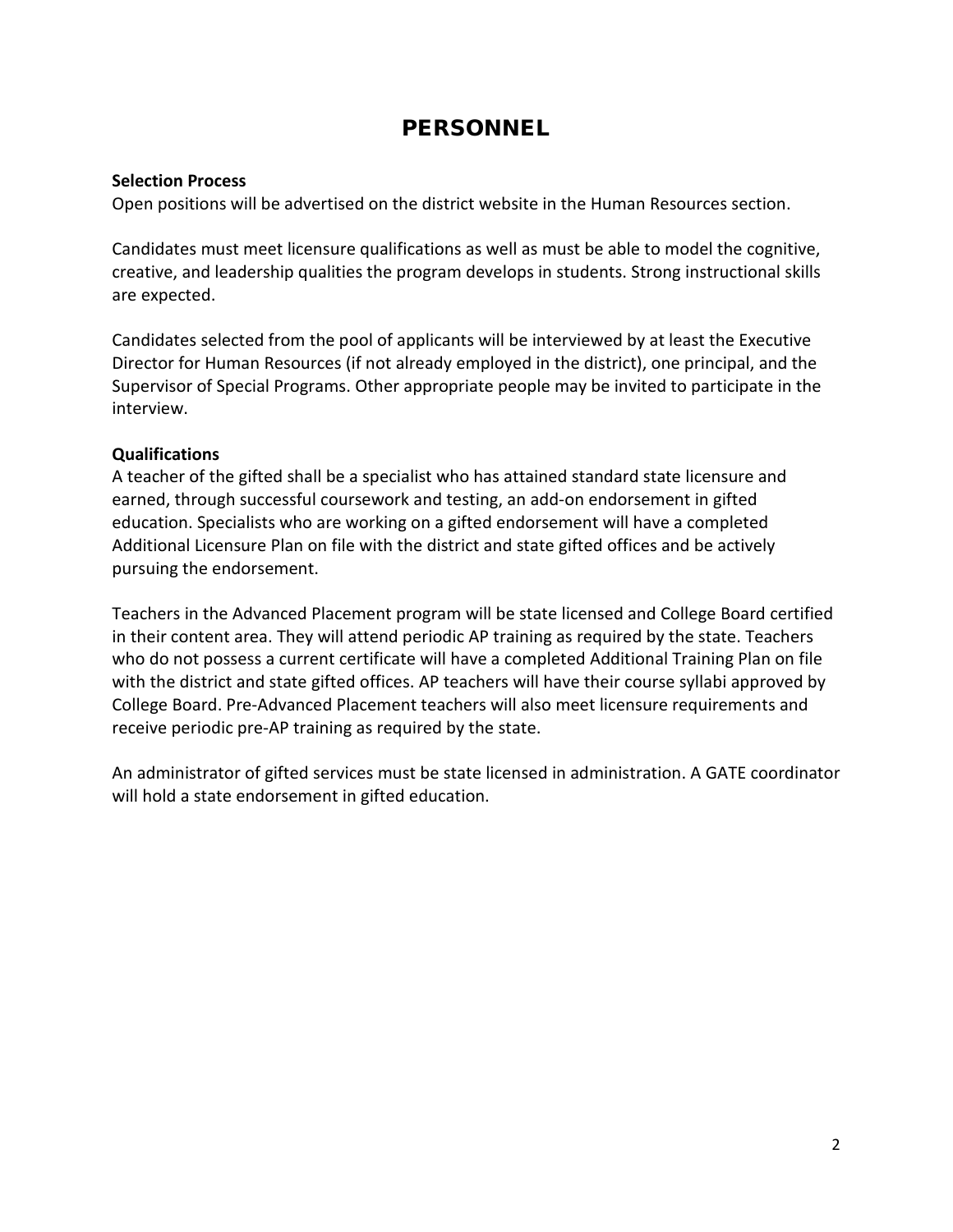# PERSONNEL

**Selection Process**

Open positions will be advertised on the district website in the Human Resources section.

Candidates must meet licensure qualifications as well as must be able to model the cognitive, creative, and leadership qualities the program develops in students. Strong instructional skills are expected.

Candidates selected from the pool of applicants will be interviewed by at least the Executive Director for Human Resources (if not already employed in the district), one principal, and the Supervisor of Special Programs. Other appropriate people may be invited to participate in the interview.

**Qualifications**

A teacher of the gifted shall be a specialist who has attained standard state licensure and earned, through successful coursework and testing, an add-on endorsement in gifted education. Specialists who are working on a gifted endorsement will have a completed Additional Licensure Plan on file with the district and state gifted offices and be actively pursuing the endorsement.

Teachers in the Advanced Placement program will be state licensed and College Board certified in their content area. They will attend periodic AP training as required by the state. Teachers who do not possess a current certificate will have a completed Additional Training Plan on file with the district and state gifted offices. AP teachers will have their course syllabi approved by College Board. Pre-Advanced Placement teachers will also meet licensure requirements and receive periodic pre-AP training as required by the state.

An administrator of gifted services must be state licensed in administration. A GATE coordinator will hold a state endorsement in gifted education.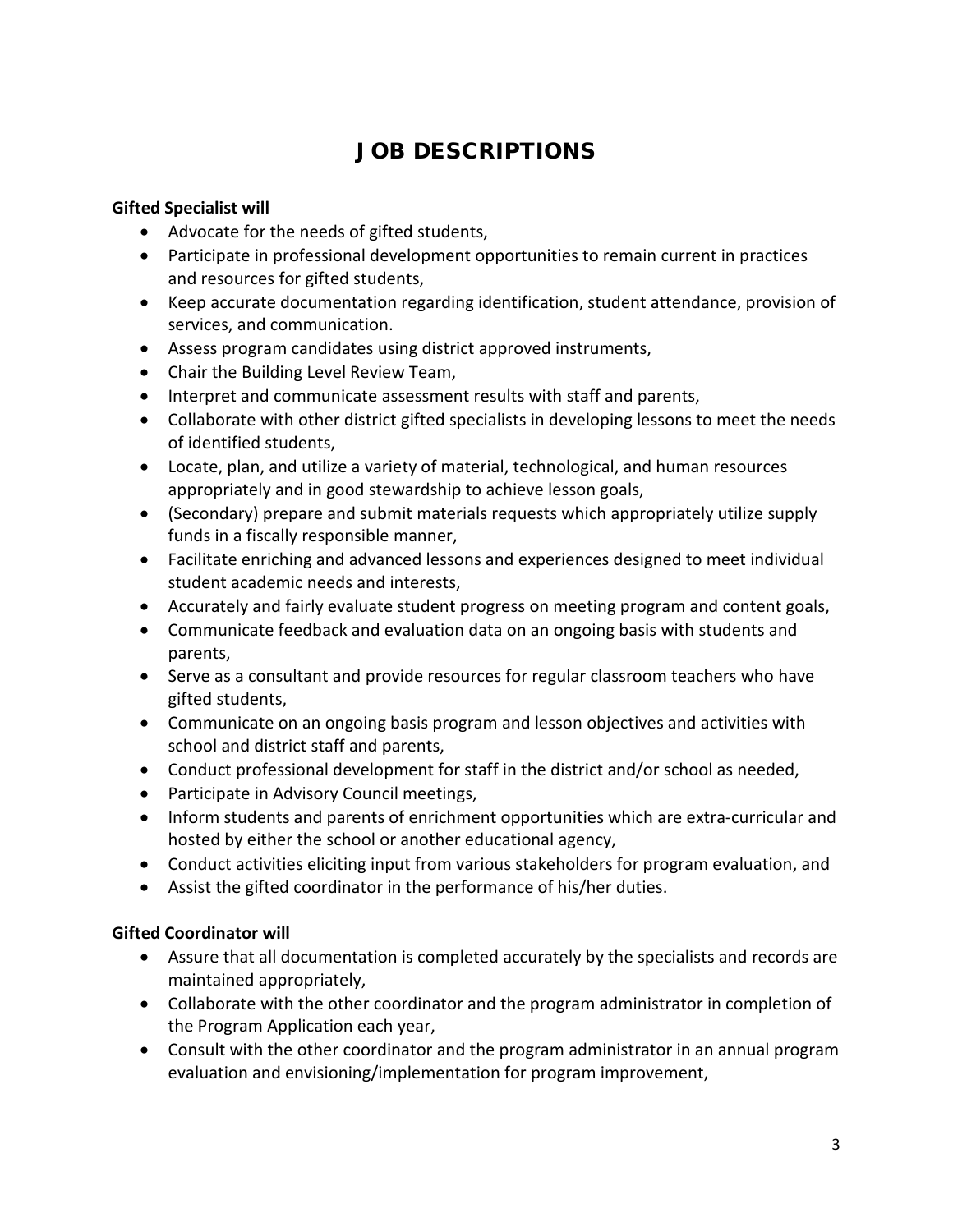# JOB DESCRIPTIONS

**Gifted Specialist will**

- Advocate for the needs of gifted students,
- Participate in professional development opportunities to remain current in practices and resources for gifted students,
- Keep accurate documentation regarding identification, student attendance, provision of services, and communication.
- Assess program candidates using district approved instruments,
- Chair the Building Level Review Team,
- Interpret and communicate assessment results with staff and parents,
- Collaborate with other district gifted specialists in developing lessons to meet the needs of identified students,
- Locate, plan, and utilize a variety of material, technological, and human resources appropriately and in good stewardship to achieve lesson goals,
- (Secondary) prepare and submit materials requests which appropriately utilize supply funds in a fiscally responsible manner,
- Facilitate enriching and advanced lessons and experiences designed to meet individual student academic needs and interests,
- Accurately and fairly evaluate student progress on meeting program and content goals,
- Communicate feedback and evaluation data on an ongoing basis with students and parents,
- Serve as a consultant and provide resources for regular classroom teachers who have gifted students,
- Communicate on an ongoing basis program and lesson objectives and activities with school and district staff and parents,
- Conduct professional development for staff in the district and/or school as needed,
- Participate in Advisory Council meetings,
- Inform students and parents of enrichment opportunities which are extra-curricular and hosted by either the school or another educational agency,
- Conduct activities eliciting input from various stakeholders for program evaluation, and
- Assist the gifted coordinator in the performance of his/her duties.

**Gifted Coordinator will**

- Assure that all documentation is completed accurately by the specialists and records are maintained appropriately,
- Collaborate with the other coordinator and the program administrator in completion of the Program Application each year,
- Consult with the other coordinator and the program administrator in an annual program evaluation and envisioning/implementation for program improvement,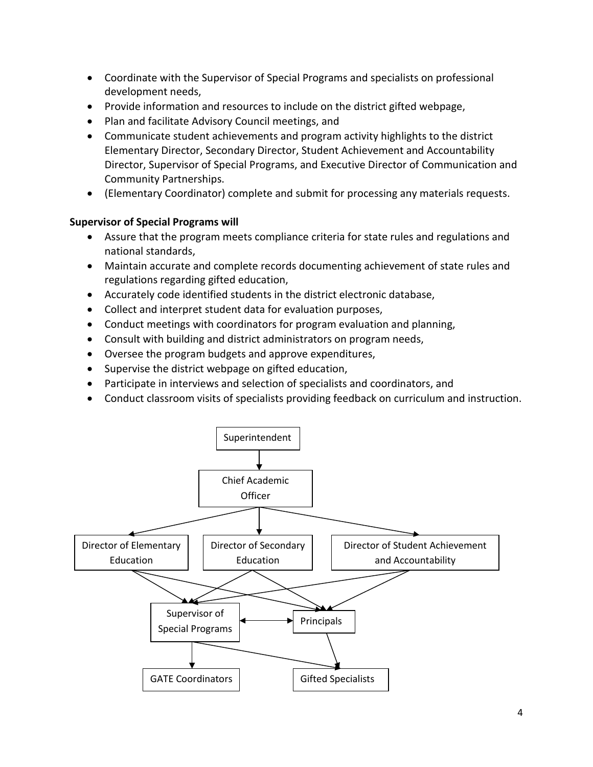- Coordinate with the Supervisor of Special Programs and specialists on professional development needs,
- Provide information and resources to include on the district gifted webpage,
- Plan and facilitate Advisory Council meetings, and
- Communicate student achievements and program activity highlights to the district Elementary Director, Secondary Director, Student Achievement and Accountability Director, Supervisor of Special Programs, and Executive Director of Communication and Community Partnerships.
- (Elementary Coordinator) complete and submit for processing any materials requests.

**Supervisor of Special Programs will**

- Assure that the program meets compliance criteria for state rules and regulations and national standards,
- Maintain accurate and complete records documenting achievement of state rules and regulations regarding gifted education,
- Accurately code identified students in the district electronic database,
- Collect and interpret student data for evaluation purposes,
- Conduct meetings with coordinators for program evaluation and planning,
- Consult with building and district administrators on program needs,
- Oversee the program budgets and approve expenditures,
- Supervise the district webpage on gifted education,
- Participate in interviews and selection of specialists and coordinators, and
- Conduct classroom visits of specialists providing feedback on curriculum and instruction.

Superintendent

Chief Academic Officer

Director of Elementary Education

Director of Secondary Education

Director of Student Achievement and Accountability

Supervisor of Special Programs

Principals

GATE Coordinators

Gifted Specialists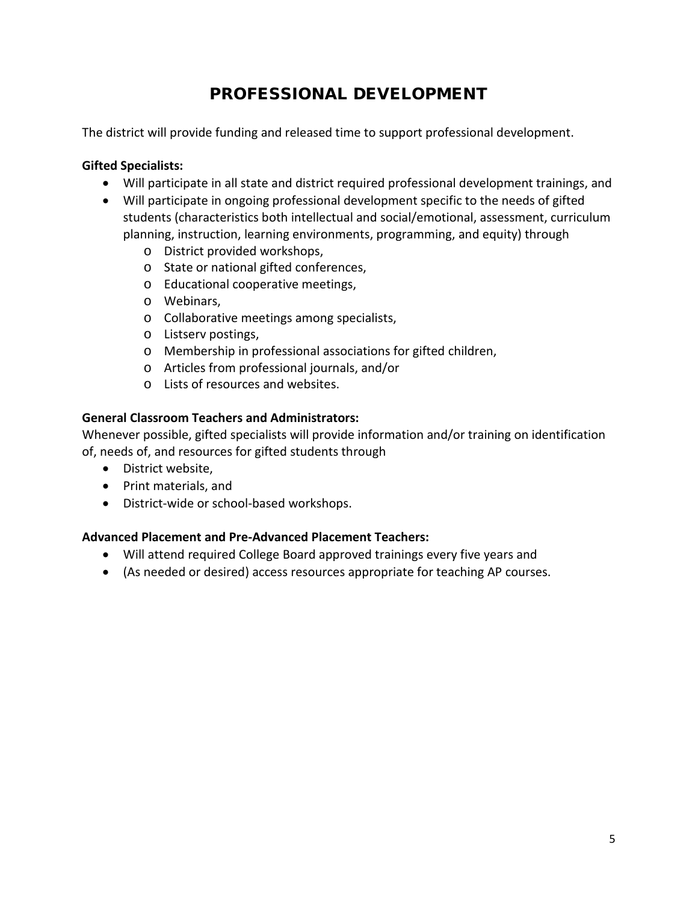# PROFESSIONAL DEVELOPMENT

The district will provide funding and released time to support professional development.

**Gifted Specialists:**

- Will participate in all state and district required professional development trainings, and
- Will participate in ongoing professional development specific to the needs of gifted students (characteristics both intellectual and social/emotional, assessment, curriculum planning, instruction, learning environments, programming, and equity) through
    - District provided workshops,
    - State or national gifted conferences,
    - Educational cooperative meetings,
    - Webinars,
    - Collaborative meetings among specialists,
    - Listserv postings,
    - Membership in professional associations for gifted children,
    - Articles from professional journals, and/or
    - Lists of resources and websites.

**General Classroom Teachers and Administrators:**

Whenever possible, gifted specialists will provide information and/or training on identification of, needs of, and resources for gifted students through

- District website,
- Print materials, and
- District-wide or school-based workshops.

**Advanced Placement and Pre-Advanced Placement Teachers:**

- Will attend required College Board approved trainings every five years and
- (As needed or desired) access resources appropriate for teaching AP courses.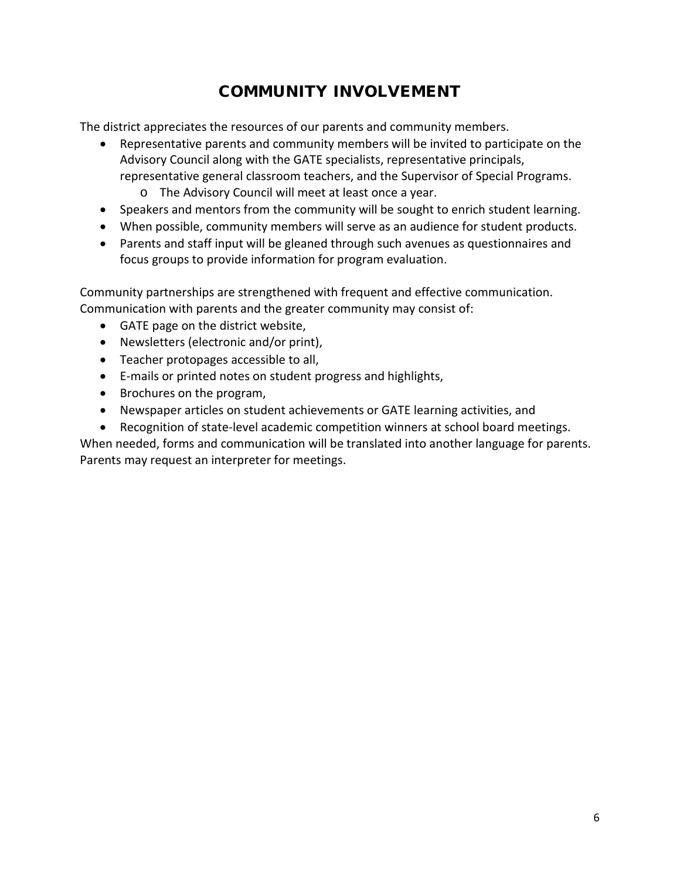# COMMUNITY INVOLVEMENT

The district appreciates the resources of our parents and community members.

- Representative parents and community members will be invited to participate on the Advisory Council along with the GATE specialists, representative principals, representative general classroom teachers, and the Supervisor of Special Programs.
    - The Advisory Council will meet at least once a year.
- Speakers and mentors from the community will be sought to enrich student learning.
- When possible, community members will serve as an audience for student products.
- Parents and staff input will be gleaned through such avenues as questionnaires and focus groups to provide information for program evaluation.

Community partnerships are strengthened with frequent and effective communication. Communication with parents and the greater community may consist of:

- GATE page on the district website,
- Newsletters (electronic and/or print),
- Teacher protopages accessible to all,
- E-mails or printed notes on student progress and highlights,
- Brochures on the program,
- Newspaper articles on student achievements or GATE learning activities, and
- Recognition of state-level academic competition winners at school board meetings.

When needed, forms and communication will be translated into another language for parents. Parents may request an interpreter for meetings.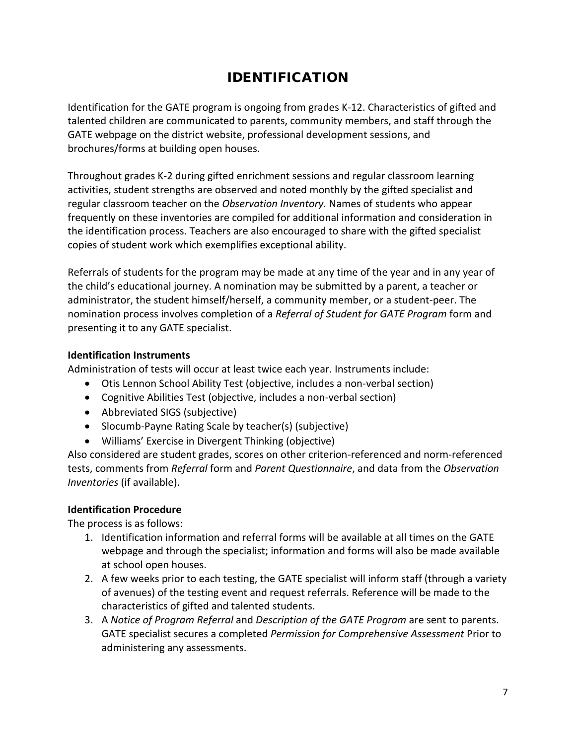# IDENTIFICATION

Identification for the GATE program is ongoing from grades K-12. Characteristics of gifted and talented children are communicated to parents, community members, and staff through the GATE webpage on the district website, professional development sessions, and brochures/forms at building open houses.

Throughout grades K-2 during gifted enrichment sessions and regular classroom learning activities, student strengths are observed and noted monthly by the gifted specialist and regular classroom teacher on the *Observation Inventory.* Names of students who appear frequently on these inventories are compiled for additional information and consideration in the identification process. Teachers are also encouraged to share with the gifted specialist copies of student work which exemplifies exceptional ability.

Referrals of students for the program may be made at any time of the year and in any year of the child's educational journey. A nomination may be submitted by a parent, a teacher or administrator, the student himself/herself, a community member, or a student-peer. The nomination process involves completion of a *Referral of Student for GATE Program* form and presenting it to any GATE specialist.

**Identification Instruments**

Administration of tests will occur at least twice each year. Instruments include:

- Otis Lennon School Ability Test (objective, includes a non-verbal section)
- Cognitive Abilities Test (objective, includes a non-verbal section)
- Abbreviated SIGS (subjective)
- Slocumb-Payne Rating Scale by teacher(s) (subjective)
- Williams' Exercise in Divergent Thinking (objective)

Also considered are student grades, scores on other criterion-referenced and norm-referenced tests, comments from *Referral* form and *Parent Questionnaire*, and data from the *Observation Inventories* (if available).

**Identification Procedure**

The process is as follows:

1. Identification information and referral forms will be available at all times on the GATE webpage and through the specialist; information and forms will also be made available at school open houses.
2. A few weeks prior to each testing, the GATE specialist will inform staff (through a variety of avenues) of the testing event and request referrals. Reference will be made to the characteristics of gifted and talented students.
3. A *Notice of Program Referral* and *Description of the GATE Program* are sent to parents. GATE specialist secures a completed *Permission for Comprehensive Assessment* Prior to administering any assessments.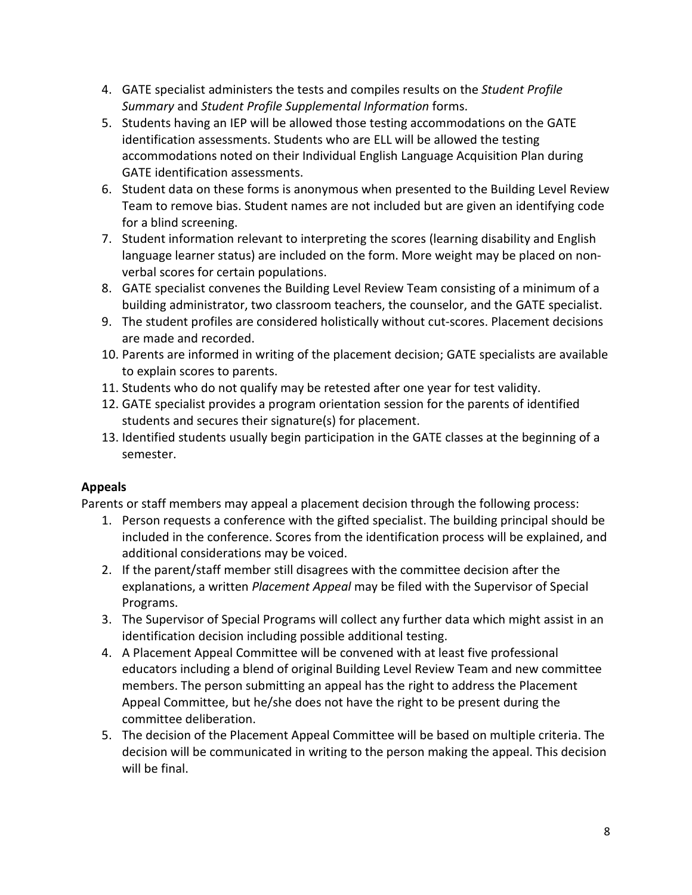4. GATE specialist administers the tests and compiles results on the *Student Profile Summary* and *Student Profile Supplemental Information* forms.
5. Students having an IEP will be allowed those testing accommodations on the GATE identification assessments. Students who are ELL will be allowed the testing accommodations noted on their Individual English Language Acquisition Plan during GATE identification assessments.
6. Student data on these forms is anonymous when presented to the Building Level Review Team to remove bias. Student names are not included but are given an identifying code for a blind screening.
7. Student information relevant to interpreting the scores (learning disability and English language learner status) are included on the form. More weight may be placed on non-verbal scores for certain populations.
8. GATE specialist convenes the Building Level Review Team consisting of a minimum of a building administrator, two classroom teachers, the counselor, and the GATE specialist.
9. The student profiles are considered holistically without cut-scores. Placement decisions are made and recorded.
10. Parents are informed in writing of the placement decision; GATE specialists are available to explain scores to parents.
11. Students who do not qualify may be retested after one year for test validity.
12. GATE specialist provides a program orientation session for the parents of identified students and secures their signature(s) for placement.
13. Identified students usually begin participation in the GATE classes at the beginning of a semester.

### Appeals

Parents or staff members may appeal a placement decision through the following process:

1. Person requests a conference with the gifted specialist. The building principal should be included in the conference. Scores from the identification process will be explained, and additional considerations may be voiced.
2. If the parent/staff member still disagrees with the committee decision after the explanations, a written *Placement Appeal* may be filed with the Supervisor of Special Programs.
3. The Supervisor of Special Programs will collect any further data which might assist in an identification decision including possible additional testing.
4. A Placement Appeal Committee will be convened with at least five professional educators including a blend of original Building Level Review Team and new committee members. The person submitting an appeal has the right to address the Placement Appeal Committee, but he/she does not have the right to be present during the committee deliberation.
5. The decision of the Placement Appeal Committee will be based on multiple criteria. The decision will be communicated in writing to the person making the appeal. This decision will be final.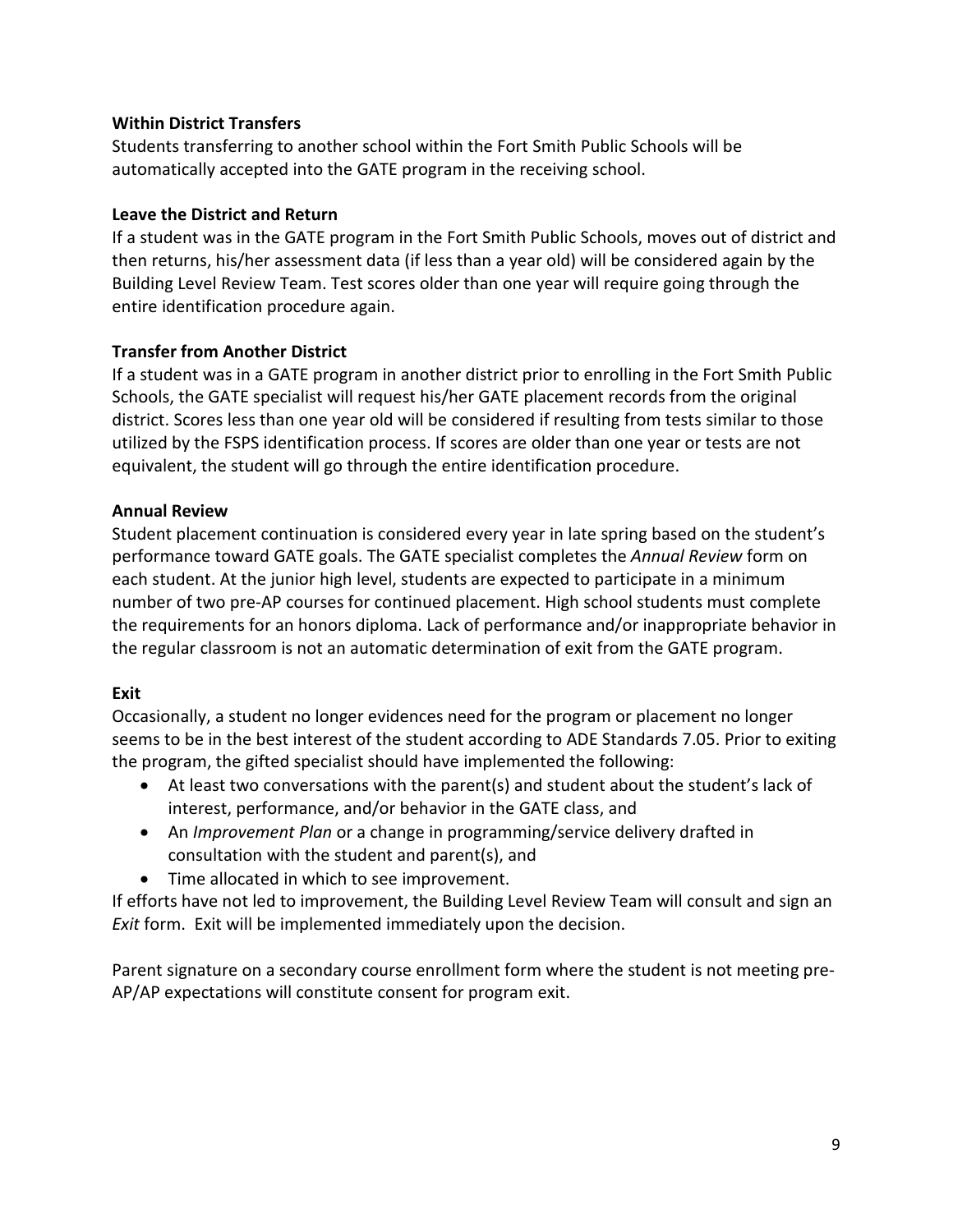**Within District Transfers**

Students transferring to another school within the Fort Smith Public Schools will be automatically accepted into the GATE program in the receiving school.

**Leave the District and Return**

If a student was in the GATE program in the Fort Smith Public Schools, moves out of district and then returns, his/her assessment data (if less than a year old) will be considered again by the Building Level Review Team. Test scores older than one year will require going through the entire identification procedure again.

**Transfer from Another District**

If a student was in a GATE program in another district prior to enrolling in the Fort Smith Public Schools, the GATE specialist will request his/her GATE placement records from the original district. Scores less than one year old will be considered if resulting from tests similar to those utilized by the FSPS identification process. If scores are older than one year or tests are not equivalent, the student will go through the entire identification procedure.

**Annual Review**

Student placement continuation is considered every year in late spring based on the student's performance toward GATE goals. The GATE specialist completes the *Annual Review* form on each student. At the junior high level, students are expected to participate in a minimum number of two pre-AP courses for continued placement. High school students must complete the requirements for an honors diploma. Lack of performance and/or inappropriate behavior in the regular classroom is not an automatic determination of exit from the GATE program.

**Exit**

Occasionally, a student no longer evidences need for the program or placement no longer seems to be in the best interest of the student according to ADE Standards 7.05. Prior to exiting the program, the gifted specialist should have implemented the following:

- At least two conversations with the parent(s) and student about the student's lack of interest, performance, and/or behavior in the GATE class, and
- An *Improvement Plan* or a change in programming/service delivery drafted in consultation with the student and parent(s), and
- Time allocated in which to see improvement.

If efforts have not led to improvement, the Building Level Review Team will consult and sign an *Exit* form. Exit will be implemented immediately upon the decision.

Parent signature on a secondary course enrollment form where the student is not meeting pre-AP/AP expectations will constitute consent for program exit.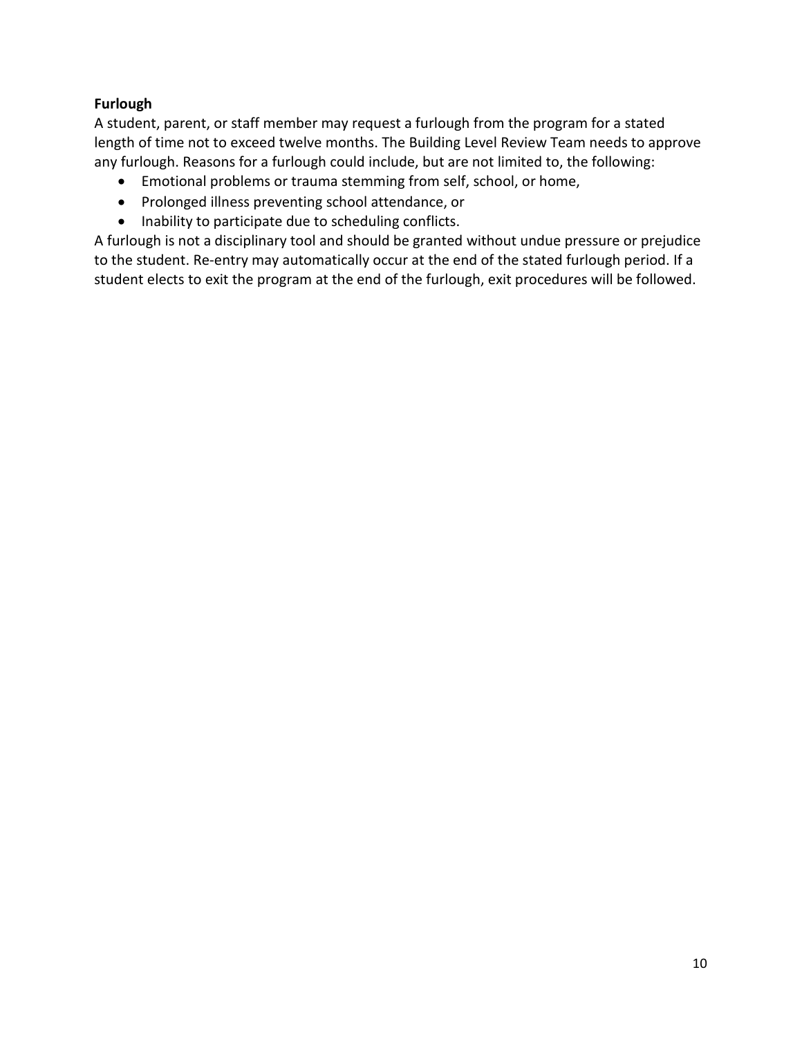**Furlough**

A student, parent, or staff member may request a furlough from the program for a stated length of time not to exceed twelve months. The Building Level Review Team needs to approve any furlough. Reasons for a furlough could include, but are not limited to, the following:

- Emotional problems or trauma stemming from self, school, or home,
- Prolonged illness preventing school attendance, or
- Inability to participate due to scheduling conflicts.

A furlough is not a disciplinary tool and should be granted without undue pressure or prejudice to the student. Re-entry may automatically occur at the end of the stated furlough period. If a student elects to exit the program at the end of the furlough, exit procedures will be followed.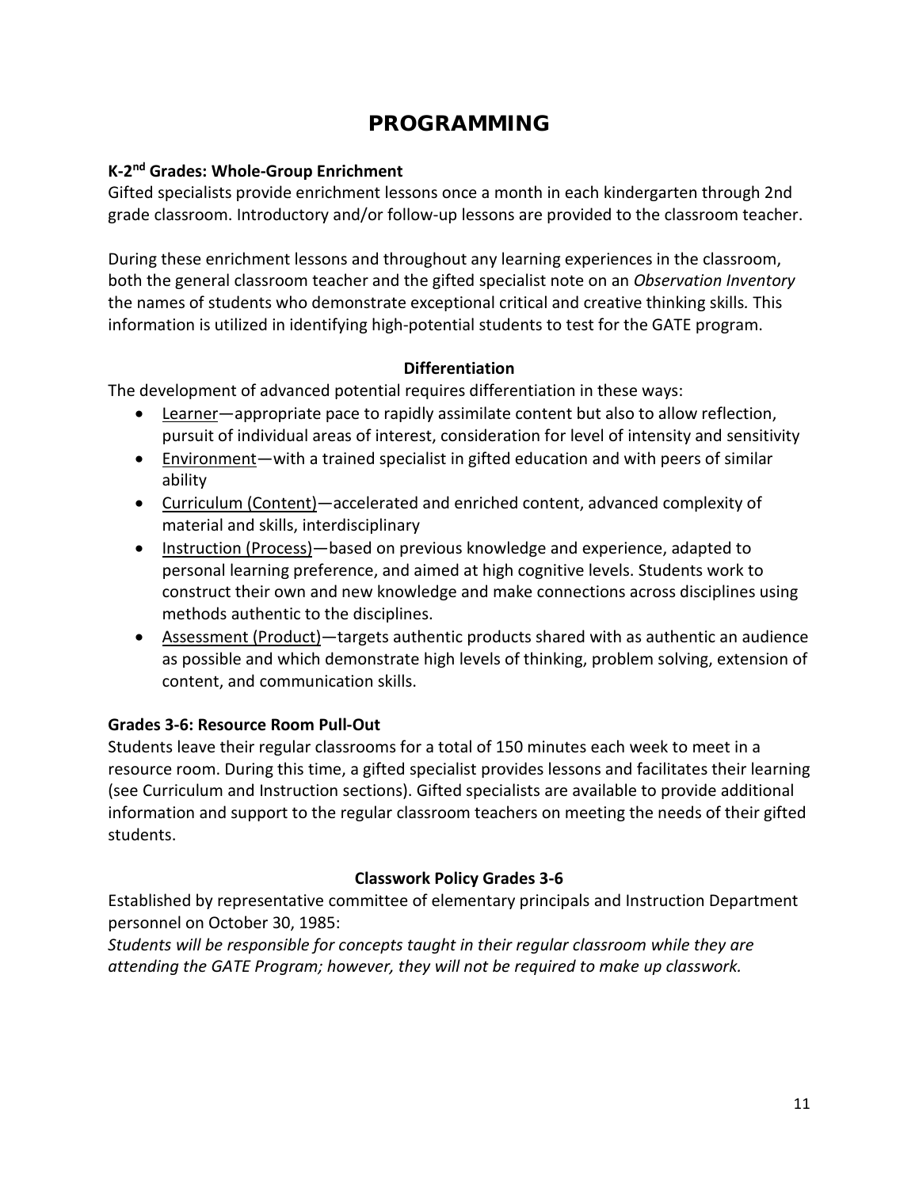# PROGRAMMING

**K-2nd Grades: Whole-Group Enrichment**

Gifted specialists provide enrichment lessons once a month in each kindergarten through 2nd grade classroom. Introductory and/or follow-up lessons are provided to the classroom teacher.

During these enrichment lessons and throughout any learning experiences in the classroom, both the general classroom teacher and the gifted specialist note on an *Observation Inventory* the names of students who demonstrate exceptional critical and creative thinking skills. This information is utilized in identifying high-potential students to test for the GATE program.

**Differentiation**

The development of advanced potential requires differentiation in these ways:

- Learner—appropriate pace to rapidly assimilate content but also to allow reflection, pursuit of individual areas of interest, consideration for level of intensity and sensitivity
- Environment—with a trained specialist in gifted education and with peers of similar ability
- Curriculum (Content)—accelerated and enriched content, advanced complexity of material and skills, interdisciplinary
- Instruction (Process)—based on previous knowledge and experience, adapted to personal learning preference, and aimed at high cognitive levels. Students work to construct their own and new knowledge and make connections across disciplines using methods authentic to the disciplines.
- Assessment (Product)—targets authentic products shared with as authentic an audience as possible and which demonstrate high levels of thinking, problem solving, extension of content, and communication skills.

**Grades 3-6: Resource Room Pull-Out**

Students leave their regular classrooms for a total of 150 minutes each week to meet in a resource room. During this time, a gifted specialist provides lessons and facilitates their learning (see Curriculum and Instruction sections). Gifted specialists are available to provide additional information and support to the regular classroom teachers on meeting the needs of their gifted students.

**Classwork Policy Grades 3-6**

Established by representative committee of elementary principals and Instruction Department personnel on October 30, 1985:

*Students will be responsible for concepts taught in their regular classroom while they are attending the GATE Program; however, they will not be required to make up classwork.*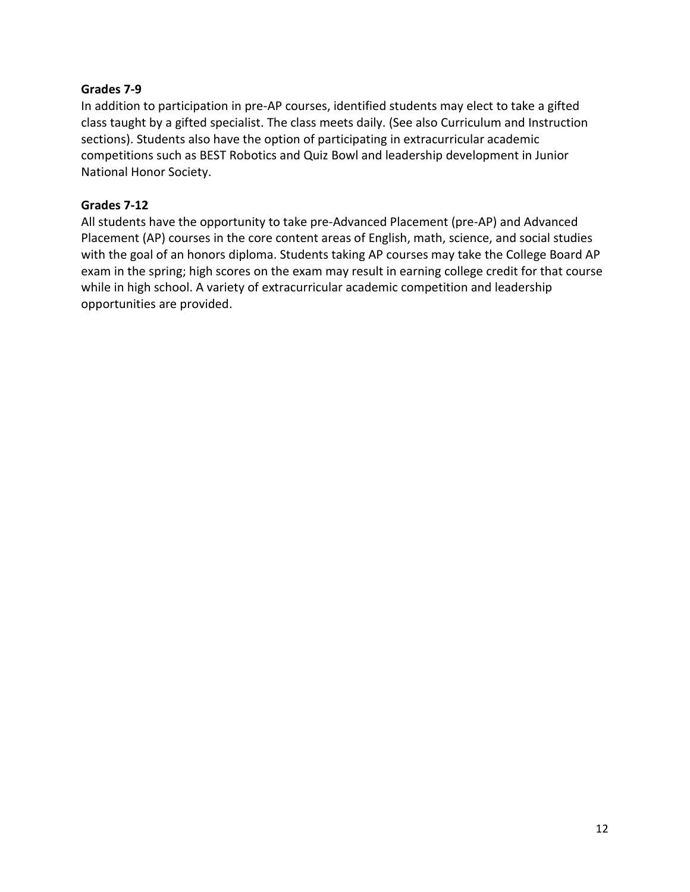**Grades 7-9**

In addition to participation in pre-AP courses, identified students may elect to take a gifted class taught by a gifted specialist. The class meets daily. (See also Curriculum and Instruction sections). Students also have the option of participating in extracurricular academic competitions such as BEST Robotics and Quiz Bowl and leadership development in Junior National Honor Society.

**Grades 7-12**

All students have the opportunity to take pre-Advanced Placement (pre-AP) and Advanced Placement (AP) courses in the core content areas of English, math, science, and social studies with the goal of an honors diploma. Students taking AP courses may take the College Board AP exam in the spring; high scores on the exam may result in earning college credit for that course while in high school. A variety of extracurricular academic competition and leadership opportunities are provided.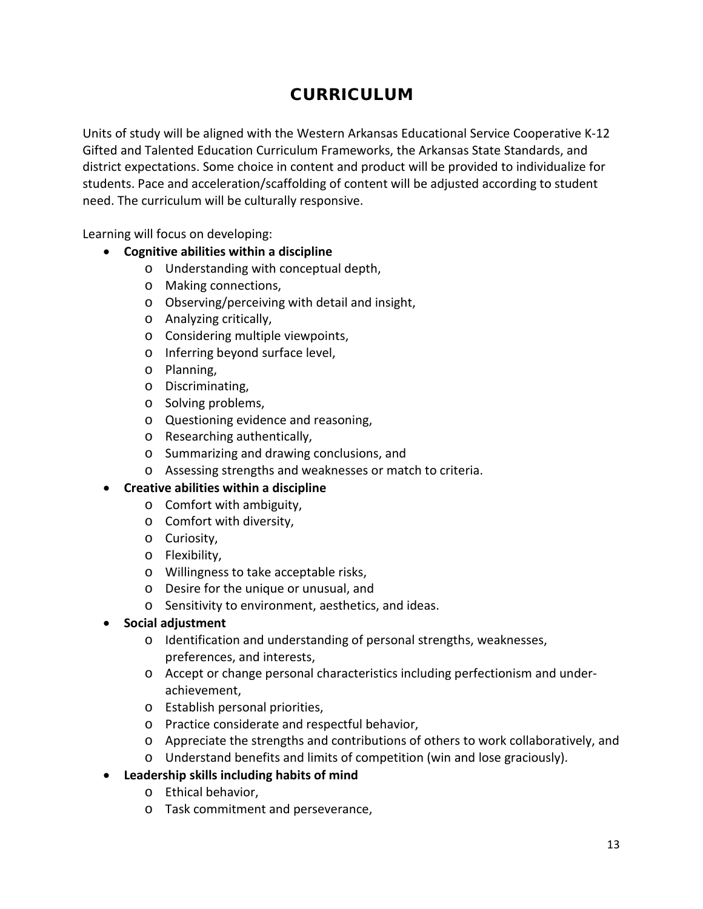# CURRICULUM

Units of study will be aligned with the Western Arkansas Educational Service Cooperative K-12 Gifted and Talented Education Curriculum Frameworks, the Arkansas State Standards, and district expectations. Some choice in content and product will be provided to individualize for students. Pace and acceleration/scaffolding of content will be adjusted according to student need. The curriculum will be culturally responsive.

Learning will focus on developing:

- **Cognitive abilities within a discipline**
  - Understanding with conceptual depth,
  - Making connections,
  - Observing/perceiving with detail and insight,
  - Analyzing critically,
  - Considering multiple viewpoints,
  - Inferring beyond surface level,
  - Planning,
  - Discriminating,
  - Solving problems,
  - Questioning evidence and reasoning,
  - Researching authentically,
  - Summarizing and drawing conclusions, and
  - Assessing strengths and weaknesses or match to criteria.
- **Creative abilities within a discipline**
  - Comfort with ambiguity,
  - Comfort with diversity,
  - Curiosity,
  - Flexibility,
  - Willingness to take acceptable risks,
  - Desire for the unique or unusual, and
  - Sensitivity to environment, aesthetics, and ideas.
- **Social adjustment**
  - Identification and understanding of personal strengths, weaknesses, preferences, and interests,
  - Accept or change personal characteristics including perfectionism and under-achievement,
  - Establish personal priorities,
  - Practice considerate and respectful behavior,
  - Appreciate the strengths and contributions of others to work collaboratively, and
  - Understand benefits and limits of competition (win and lose graciously).
- **Leadership skills including habits of mind**
  - Ethical behavior,
  - Task commitment and perseverance,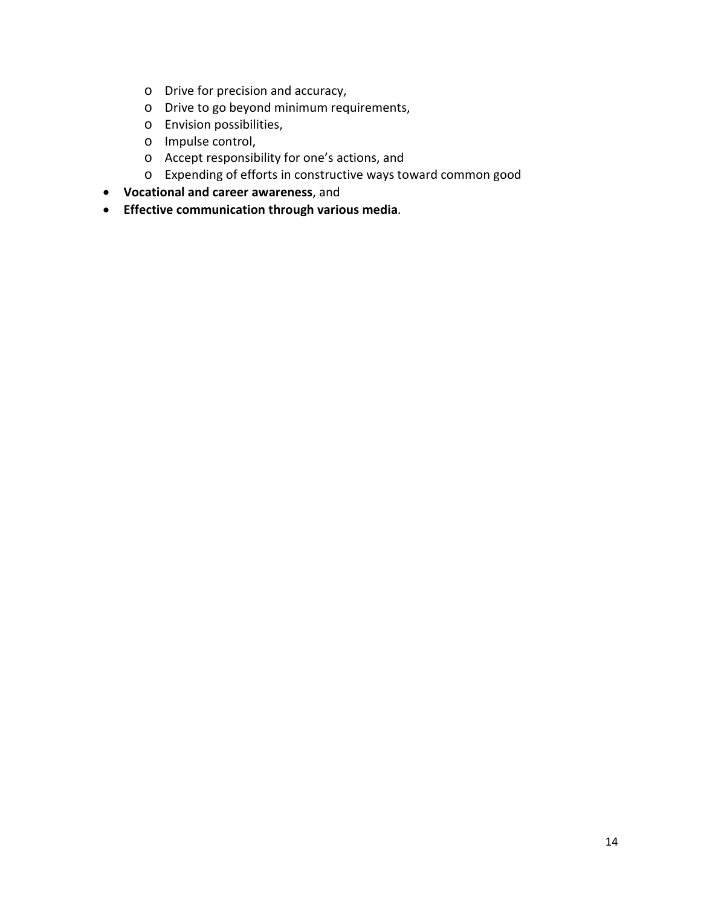- Drive for precision and accuracy,
    - Drive to go beyond minimum requirements,
    - Envision possibilities,
    - Impulse control,
    - Accept responsibility for one's actions, and
    - Expending of efforts in constructive ways toward common good
- **Vocational and career awareness**, and
- **Effective communication through various media**.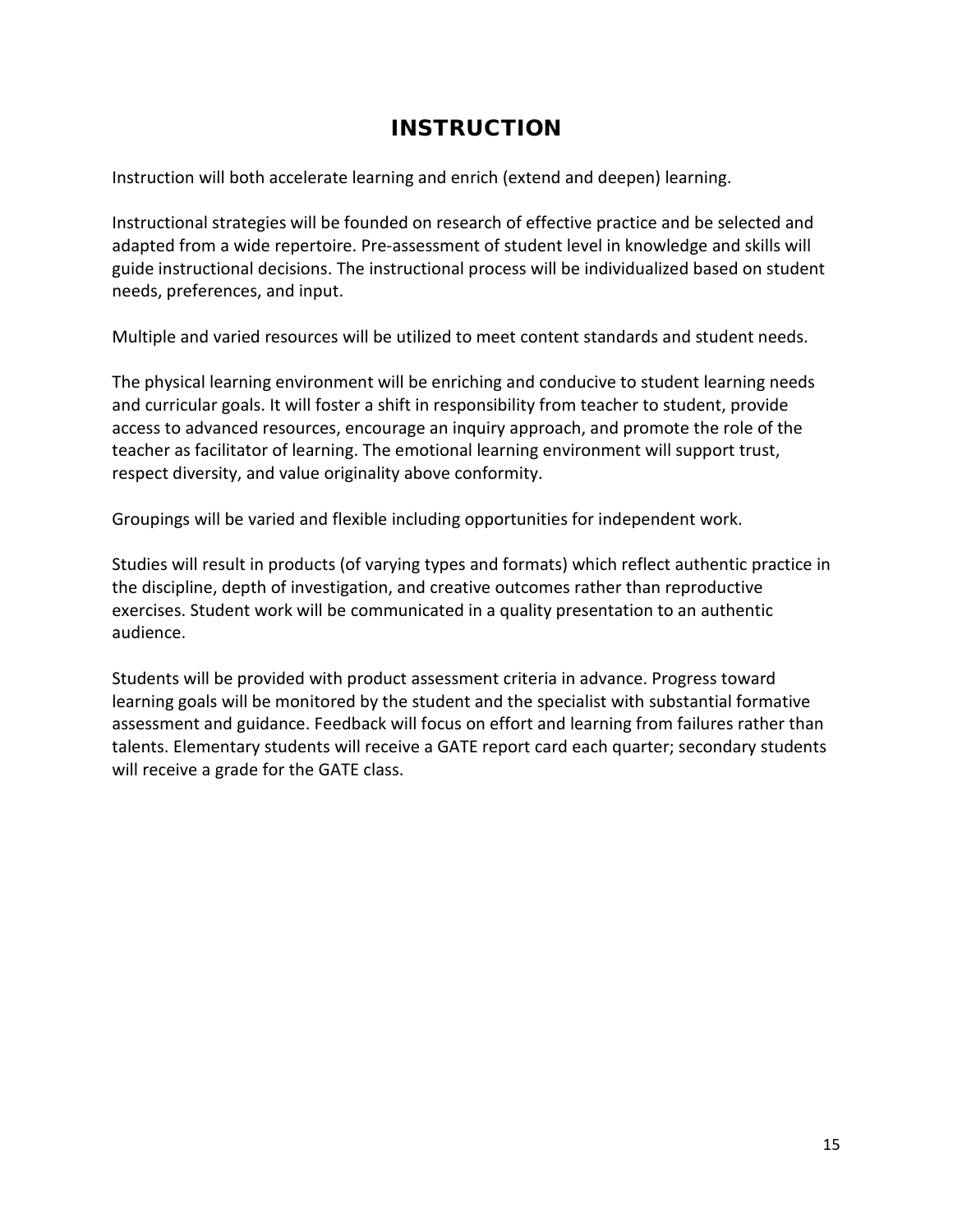# INSTRUCTION

Instruction will both accelerate learning and enrich (extend and deepen) learning.

Instructional strategies will be founded on research of effective practice and be selected and adapted from a wide repertoire. Pre-assessment of student level in knowledge and skills will guide instructional decisions. The instructional process will be individualized based on student needs, preferences, and input.

Multiple and varied resources will be utilized to meet content standards and student needs.

The physical learning environment will be enriching and conducive to student learning needs and curricular goals. It will foster a shift in responsibility from teacher to student, provide access to advanced resources, encourage an inquiry approach, and promote the role of the teacher as facilitator of learning. The emotional learning environment will support trust, respect diversity, and value originality above conformity.

Groupings will be varied and flexible including opportunities for independent work.

Studies will result in products (of varying types and formats) which reflect authentic practice in the discipline, depth of investigation, and creative outcomes rather than reproductive exercises. Student work will be communicated in a quality presentation to an authentic audience.

Students will be provided with product assessment criteria in advance. Progress toward learning goals will be monitored by the student and the specialist with substantial formative assessment and guidance. Feedback will focus on effort and learning from failures rather than talents. Elementary students will receive a GATE report card each quarter; secondary students will receive a grade for the GATE class.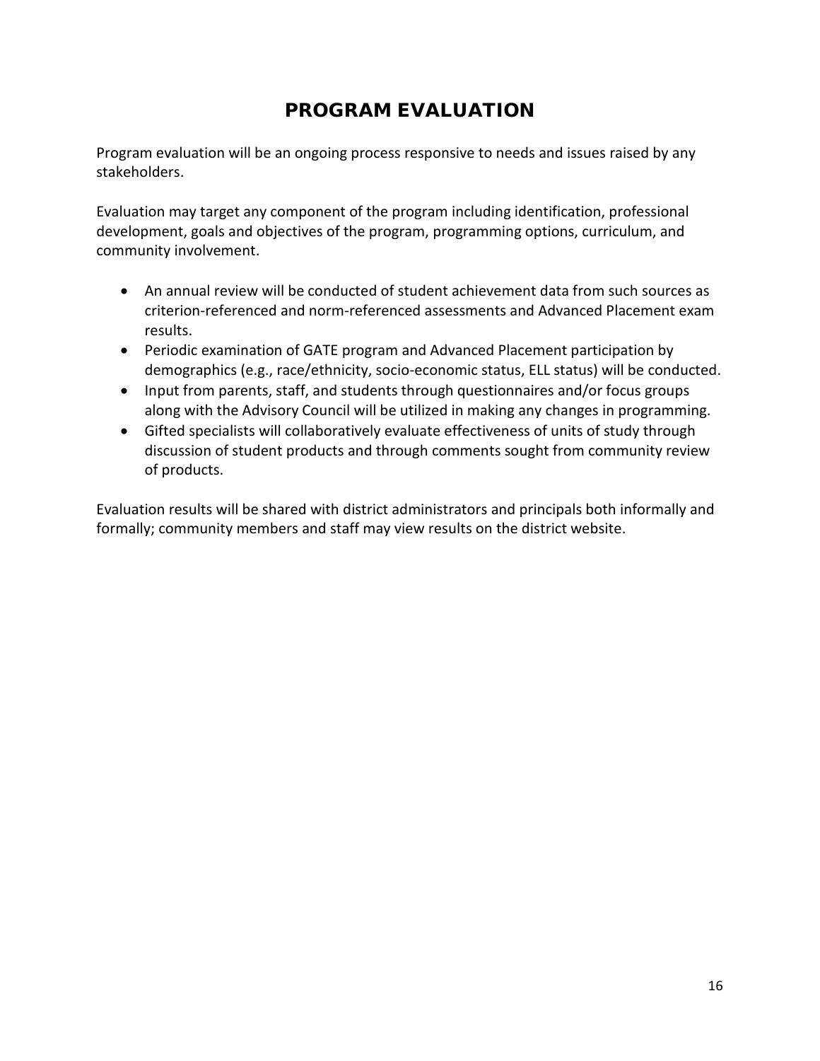# PROGRAM EVALUATION

Program evaluation will be an ongoing process responsive to needs and issues raised by any stakeholders.

Evaluation may target any component of the program including identification, professional development, goals and objectives of the program, programming options, curriculum, and community involvement.

- An annual review will be conducted of student achievement data from such sources as criterion-referenced and norm-referenced assessments and Advanced Placement exam results.
- Periodic examination of GATE program and Advanced Placement participation by demographics (e.g., race/ethnicity, socio-economic status, ELL status) will be conducted.
- Input from parents, staff, and students through questionnaires and/or focus groups along with the Advisory Council will be utilized in making any changes in programming.
- Gifted specialists will collaboratively evaluate effectiveness of units of study through discussion of student products and through comments sought from community review of products.

Evaluation results will be shared with district administrators and principals both informally and formally; community members and staff may view results on the district website.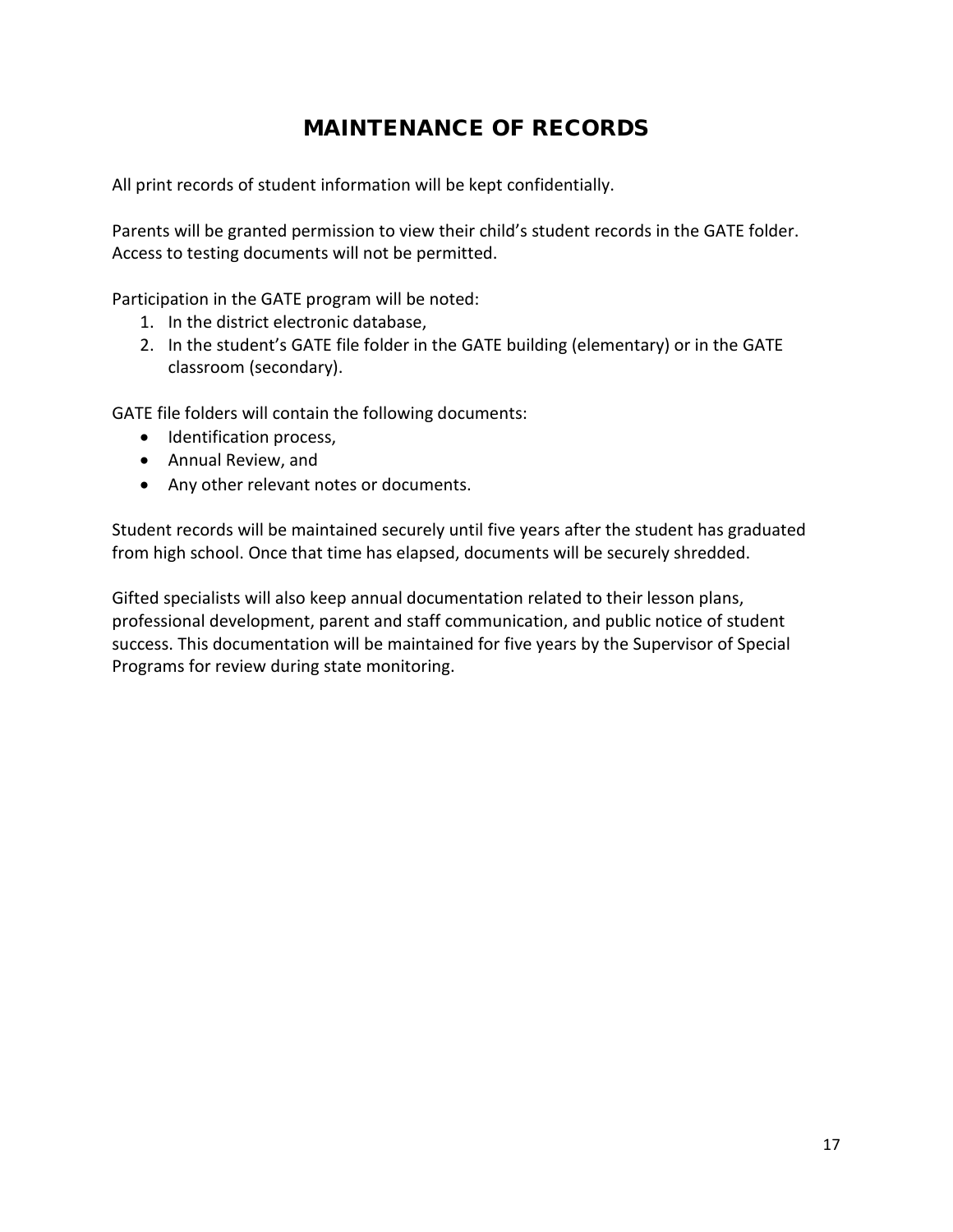# MAINTENANCE OF RECORDS

All print records of student information will be kept confidentially.

Parents will be granted permission to view their child's student records in the GATE folder. Access to testing documents will not be permitted.

Participation in the GATE program will be noted:

1. In the district electronic database,
2. In the student's GATE file folder in the GATE building (elementary) or in the GATE classroom (secondary).

GATE file folders will contain the following documents:

- Identification process,
- Annual Review, and
- Any other relevant notes or documents.

Student records will be maintained securely until five years after the student has graduated from high school. Once that time has elapsed, documents will be securely shredded.

Gifted specialists will also keep annual documentation related to their lesson plans, professional development, parent and staff communication, and public notice of student success. This documentation will be maintained for five years by the Supervisor of Special Programs for review during state monitoring.